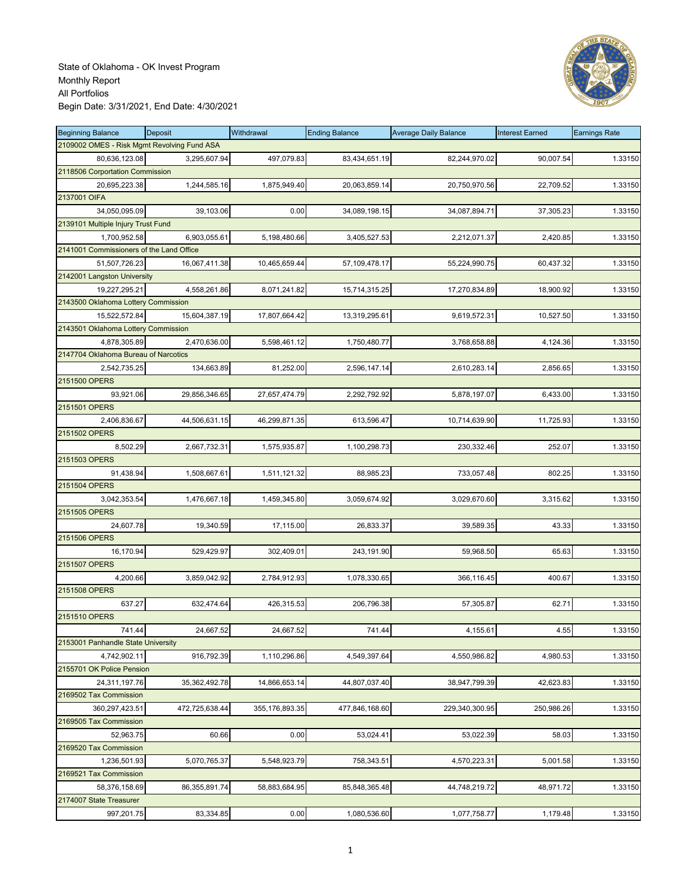State of Oklahoma - OK Invest Program
Monthly Report
All Portfolios
Begin Date: 3/31/2021, End Date: 4/30/2021

| Beginning Balance | Deposit | Withdrawal | Ending Balance | Average Daily Balance | Interest Earned | Earnings Rate |
|---|---|---|---|---|---|---|
| 2109002 OMES - Risk Mgmt Revolving Fund ASA | | | | | | |
| 80,636,123.08 | 3,295,607.94 | 497,079.83 | 83,434,651.19 | 82,244,970.02 | 90,007.54 | 1.33150 |
| 2118506 Corportation Commission | | | | | | |
| 20,695,223.38 | 1,244,585.16 | 1,875,949.40 | 20,063,859.14 | 20,750,970.56 | 22,709.52 | 1.33150 |
| 2137001 OIFA | | | | | | |
| 34,050,095.09 | 39,103.06 | 0.00 | 34,089,198.15 | 34,087,894.71 | 37,305.23 | 1.33150 |
| 2139101 Multiple Injury Trust Fund | | | | | | |
| 1,700,952.58 | 6,903,055.61 | 5,198,480.66 | 3,405,527.53 | 2,212,071.37 | 2,420.85 | 1.33150 |
| 2141001 Commissioners of the Land Office | | | | | | |
| 51,507,726.23 | 16,067,411.38 | 10,465,659.44 | 57,109,478.17 | 55,224,990.75 | 60,437.32 | 1.33150 |
| 2142001 Langston University | | | | | | |
| 19,227,295.21 | 4,558,261.86 | 8,071,241.82 | 15,714,315.25 | 17,270,834.89 | 18,900.92 | 1.33150 |
| 2143500 Oklahoma Lottery Commission | | | | | | |
| 15,522,572.84 | 15,604,387.19 | 17,807,664.42 | 13,319,295.61 | 9,619,572.31 | 10,527.50 | 1.33150 |
| 2143501 Oklahoma Lottery Commission | | | | | | |
| 4,878,305.89 | 2,470,636.00 | 5,598,461.12 | 1,750,480.77 | 3,768,658.88 | 4,124.36 | 1.33150 |
| 2147704 Oklahoma Bureau of Narcotics | | | | | | |
| 2,542,735.25 | 134,663.89 | 81,252.00 | 2,596,147.14 | 2,610,283.14 | 2,856.65 | 1.33150 |
| 2151500 OPERS | | | | | | |
| 93,921.06 | 29,856,346.65 | 27,657,474.79 | 2,292,792.92 | 5,878,197.07 | 6,433.00 | 1.33150 |
| 2151501 OPERS | | | | | | |
| 2,406,836.67 | 44,506,631.15 | 46,299,871.35 | 613,596.47 | 10,714,639.90 | 11,725.93 | 1.33150 |
| 2151502 OPERS | | | | | | |
| 8,502.29 | 2,667,732.31 | 1,575,935.87 | 1,100,298.73 | 230,332.46 | 252.07 | 1.33150 |
| 2151503 OPERS | | | | | | |
| 91,438.94 | 1,508,667.61 | 1,511,121.32 | 88,985.23 | 733,057.48 | 802.25 | 1.33150 |
| 2151504 OPERS | | | | | | |
| 3,042,353.54 | 1,476,667.18 | 1,459,345.80 | 3,059,674.92 | 3,029,670.60 | 3,315.62 | 1.33150 |
| 2151505 OPERS | | | | | | |
| 24,607.78 | 19,340.59 | 17,115.00 | 26,833.37 | 39,589.35 | 43.33 | 1.33150 |
| 2151506 OPERS | | | | | | |
| 16,170.94 | 529,429.97 | 302,409.01 | 243,191.90 | 59,968.50 | 65.63 | 1.33150 |
| 2151507 OPERS | | | | | | |
| 4,200.66 | 3,859,042.92 | 2,784,912.93 | 1,078,330.65 | 366,116.45 | 400.67 | 1.33150 |
| 2151508 OPERS | | | | | | |
| 637.27 | 632,474.64 | 426,315.53 | 206,796.38 | 57,305.87 | 62.71 | 1.33150 |
| 2151510 OPERS | | | | | | |
| 741.44 | 24,667.52 | 24,667.52 | 741.44 | 4,155.61 | 4.55 | 1.33150 |
| 2153001 Panhandle State University | | | | | | |
| 4,742,902.11 | 916,792.39 | 1,110,296.86 | 4,549,397.64 | 4,550,986.82 | 4,980.53 | 1.33150 |
| 2155701 OK Police Pension | | | | | | |
| 24,311,197.76 | 35,362,492.78 | 14,866,653.14 | 44,807,037.40 | 38,947,799.39 | 42,623.83 | 1.33150 |
| 2169502 Tax Commission | | | | | | |
| 360,297,423.51 | 472,725,638.44 | 355,176,893.35 | 477,846,168.60 | 229,340,300.95 | 250,986.26 | 1.33150 |
| 2169505 Tax Commission | | | | | | |
| 52,963.75 | 60.66 | 0.00 | 53,024.41 | 53,022.39 | 58.03 | 1.33150 |
| 2169520 Tax Commission | | | | | | |
| 1,236,501.93 | 5,070,765.37 | 5,548,923.79 | 758,343.51 | 4,570,223.31 | 5,001.58 | 1.33150 |
| 2169521 Tax Commission | | | | | | |
| 58,376,158.69 | 86,355,891.74 | 58,883,684.95 | 85,848,365.48 | 44,748,219.72 | 48,971.72 | 1.33150 |
| 2174007 State Treasurer | | | | | | |
| 997,201.75 | 83,334.85 | 0.00 | 1,080,536.60 | 1,077,758.77 | 1,179.48 | 1.33150 |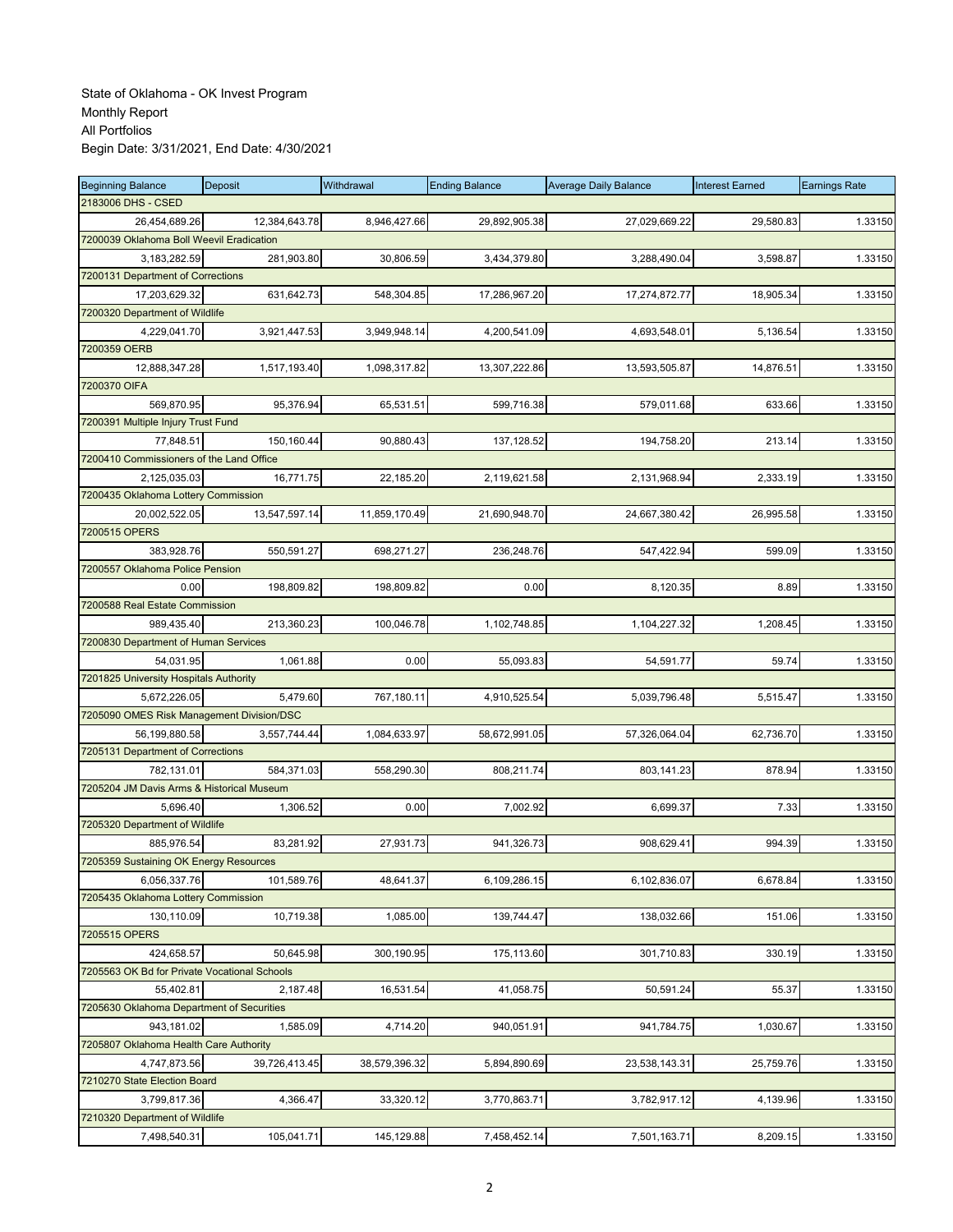State of Oklahoma - OK Invest Program
Monthly Report
All Portfolios
Begin Date: 3/31/2021, End Date: 4/30/2021

| Beginning Balance | Deposit | Withdrawal | Ending Balance | Average Daily Balance | Interest Earned | Earnings Rate |
|---|---|---|---|---|---|---|
| 2183006 DHS - CSED | | | | | | |
| 26,454,689.26 | 12,384,643.78 | 8,946,427.66 | 29,892,905.38 | 27,029,669.22 | 29,580.83 | 1.33150 |
| 7200039 Oklahoma Boll Weevil Eradication | | | | | | |
| 3,183,282.59 | 281,903.80 | 30,806.59 | 3,434,379.80 | 3,288,490.04 | 3,598.87 | 1.33150 |
| 7200131 Department of Corrections | | | | | | |
| 17,203,629.32 | 631,642.73 | 548,304.85 | 17,286,967.20 | 17,274,872.77 | 18,905.34 | 1.33150 |
| 7200320 Department of Wildlife | | | | | | |
| 4,229,041.70 | 3,921,447.53 | 3,949,948.14 | 4,200,541.09 | 4,693,548.01 | 5,136.54 | 1.33150 |
| 7200359 OERB | | | | | | |
| 12,888,347.28 | 1,517,193.40 | 1,098,317.82 | 13,307,222.86 | 13,593,505.87 | 14,876.51 | 1.33150 |
| 7200370 OIFA | | | | | | |
| 569,870.95 | 95,376.94 | 65,531.51 | 599,716.38 | 579,011.68 | 633.66 | 1.33150 |
| 7200391 Multiple Injury Trust Fund | | | | | | |
| 77,848.51 | 150,160.44 | 90,880.43 | 137,128.52 | 194,758.20 | 213.14 | 1.33150 |
| 7200410 Commissioners of the Land Office | | | | | | |
| 2,125,035.03 | 16,771.75 | 22,185.20 | 2,119,621.58 | 2,131,968.94 | 2,333.19 | 1.33150 |
| 7200435 Oklahoma Lottery Commission | | | | | | |
| 20,002,522.05 | 13,547,597.14 | 11,859,170.49 | 21,690,948.70 | 24,667,380.42 | 26,995.58 | 1.33150 |
| 7200515 OPERS | | | | | | |
| 383,928.76 | 550,591.27 | 698,271.27 | 236,248.76 | 547,422.94 | 599.09 | 1.33150 |
| 7200557 Oklahoma Police Pension | | | | | | |
| 0.00 | 198,809.82 | 198,809.82 | 0.00 | 8,120.35 | 8.89 | 1.33150 |
| 7200588 Real Estate Commission | | | | | | |
| 989,435.40 | 213,360.23 | 100,046.78 | 1,102,748.85 | 1,104,227.32 | 1,208.45 | 1.33150 |
| 7200830 Department of Human Services | | | | | | |
| 54,031.95 | 1,061.88 | 0.00 | 55,093.83 | 54,591.77 | 59.74 | 1.33150 |
| 7201825 University Hospitals Authority | | | | | | |
| 5,672,226.05 | 5,479.60 | 767,180.11 | 4,910,525.54 | 5,039,796.48 | 5,515.47 | 1.33150 |
| 7205090 OMES Risk Management Division/DSC | | | | | | |
| 56,199,880.58 | 3,557,744.44 | 1,084,633.97 | 58,672,991.05 | 57,326,064.04 | 62,736.70 | 1.33150 |
| 7205131 Department of Corrections | | | | | | |
| 782,131.01 | 584,371.03 | 558,290.30 | 808,211.74 | 803,141.23 | 878.94 | 1.33150 |
| 7205204 JM Davis Arms & Historical Museum | | | | | | |
| 5,696.40 | 1,306.52 | 0.00 | 7,002.92 | 6,699.37 | 7.33 | 1.33150 |
| 7205320 Department of Wildlife | | | | | | |
| 885,976.54 | 83,281.92 | 27,931.73 | 941,326.73 | 908,629.41 | 994.39 | 1.33150 |
| 7205359 Sustaining OK Energy Resources | | | | | | |
| 6,056,337.76 | 101,589.76 | 48,641.37 | 6,109,286.15 | 6,102,836.07 | 6,678.84 | 1.33150 |
| 7205435 Oklahoma Lottery Commission | | | | | | |
| 130,110.09 | 10,719.38 | 1,085.00 | 139,744.47 | 138,032.66 | 151.06 | 1.33150 |
| 7205515 OPERS | | | | | | |
| 424,658.57 | 50,645.98 | 300,190.95 | 175,113.60 | 301,710.83 | 330.19 | 1.33150 |
| 7205563 OK Bd for Private Vocational Schools | | | | | | |
| 55,402.81 | 2,187.48 | 16,531.54 | 41,058.75 | 50,591.24 | 55.37 | 1.33150 |
| 7205630 Oklahoma Department of Securities | | | | | | |
| 943,181.02 | 1,585.09 | 4,714.20 | 940,051.91 | 941,784.75 | 1,030.67 | 1.33150 |
| 7205807 Oklahoma Health Care Authority | | | | | | |
| 4,747,873.56 | 39,726,413.45 | 38,579,396.32 | 5,894,890.69 | 23,538,143.31 | 25,759.76 | 1.33150 |
| 7210270 State Election Board | | | | | | |
| 3,799,817.36 | 4,366.47 | 33,320.12 | 3,770,863.71 | 3,782,917.12 | 4,139.96 | 1.33150 |
| 7210320 Department of Wildlife | | | | | | |
| 7,498,540.31 | 105,041.71 | 145,129.88 | 7,458,452.14 | 7,501,163.71 | 8,209.15 | 1.33150 |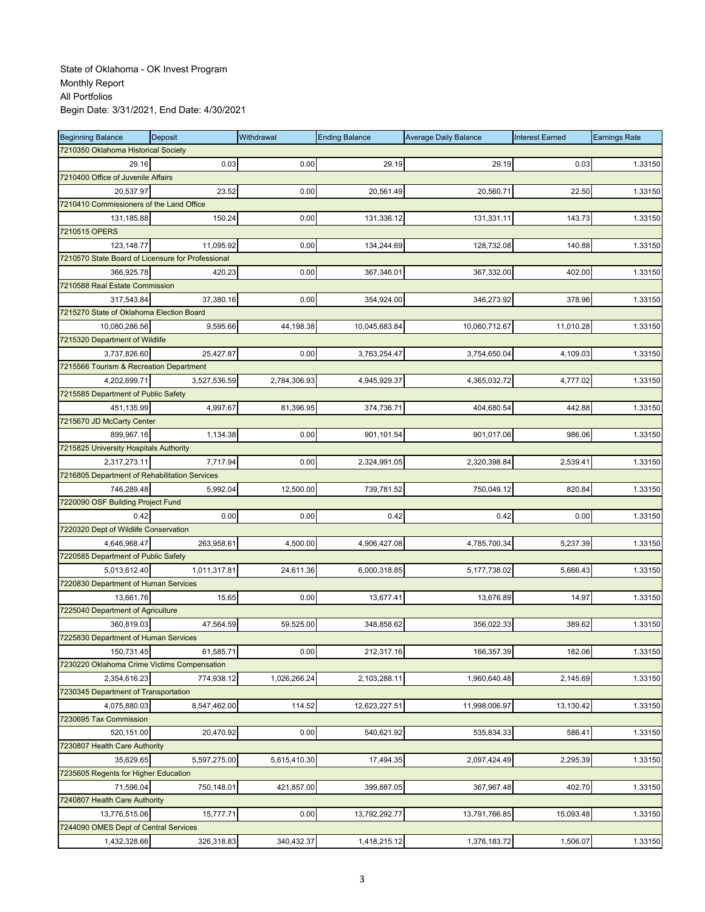State of Oklahoma - OK Invest Program
Monthly Report
All Portfolios
Begin Date: 3/31/2021, End Date: 4/30/2021

| Beginning Balance | Deposit | Withdrawal | Ending Balance | Average Daily Balance | Interest Earned | Earnings Rate |
|---|---|---|---|---|---|---|
| 7210350 Oklahoma Historical Society | | | | | | |
| 29.16 | 0.03 | 0.00 | 29.19 | 29.19 | 0.03 | 1.33150 |
| 7210400 Office of Juvenile Affairs | | | | | | |
| 20,537.97 | 23.52 | 0.00 | 20,561.49 | 20,560.71 | 22.50 | 1.33150 |
| 7210410 Commissioners of the Land Office | | | | | | |
| 131,185.88 | 150.24 | 0.00 | 131,336.12 | 131,331.11 | 143.73 | 1.33150 |
| 7210515 OPERS | | | | | | |
| 123,148.77 | 11,095.92 | 0.00 | 134,244.69 | 128,732.08 | 140.88 | 1.33150 |
| 7210570 State Board of Licensure for Professional | | | | | | |
| 366,925.78 | 420.23 | 0.00 | 367,346.01 | 367,332.00 | 402.00 | 1.33150 |
| 7210588 Real Estate Commission | | | | | | |
| 317,543.84 | 37,380.16 | 0.00 | 354,924.00 | 346,273.92 | 378.96 | 1.33150 |
| 7215270 State of Oklahoma Election Board | | | | | | |
| 10,080,286.56 | 9,595.66 | 44,198.38 | 10,045,683.84 | 10,060,712.67 | 11,010.28 | 1.33150 |
| 7215320 Department of Wildlife | | | | | | |
| 3,737,826.60 | 25,427.87 | 0.00 | 3,763,254.47 | 3,754,650.04 | 4,109.03 | 1.33150 |
| 7215566 Tourism & Recreation Department | | | | | | |
| 4,202,699.71 | 3,527,536.59 | 2,784,306.93 | 4,945,929.37 | 4,365,032.72 | 4,777.02 | 1.33150 |
| 7215585 Department of Public Safety | | | | | | |
| 451,135.99 | 4,997.67 | 81,396.95 | 374,736.71 | 404,680.54 | 442.88 | 1.33150 |
| 7215670 JD McCarty Center | | | | | | |
| 899,967.16 | 1,134.38 | 0.00 | 901,101.54 | 901,017.06 | 986.06 | 1.33150 |
| 7215825 University Hospitals Authority | | | | | | |
| 2,317,273.11 | 7,717.94 | 0.00 | 2,324,991.05 | 2,320,398.84 | 2,539.41 | 1.33150 |
| 7216805 Department of Rehabilitation Services | | | | | | |
| 746,289.48 | 5,992.04 | 12,500.00 | 739,781.52 | 750,049.12 | 820.84 | 1.33150 |
| 7220090 OSF Building Project Fund | | | | | | |
| 0.42 | 0.00 | 0.00 | 0.42 | 0.42 | 0.00 | 1.33150 |
| 7220320 Dept of Wildlife Conservation | | | | | | |
| 4,646,968.47 | 263,958.61 | 4,500.00 | 4,906,427.08 | 4,785,700.34 | 5,237.39 | 1.33150 |
| 7220585 Department of Public Safety | | | | | | |
| 5,013,612.40 | 1,011,317.81 | 24,611.36 | 6,000,318.85 | 5,177,738.02 | 5,666.43 | 1.33150 |
| 7220830 Department of Human Services | | | | | | |
| 13,661.76 | 15.65 | 0.00 | 13,677.41 | 13,676.89 | 14.97 | 1.33150 |
| 7225040 Department of Agriculture | | | | | | |
| 360,819.03 | 47,564.59 | 59,525.00 | 348,858.62 | 356,022.33 | 389.62 | 1.33150 |
| 7225830 Department of Human Services | | | | | | |
| 150,731.45 | 61,585.71 | 0.00 | 212,317.16 | 166,357.39 | 182.06 | 1.33150 |
| 7230220 Oklahoma Crime Victims Compensation | | | | | | |
| 2,354,616.23 | 774,938.12 | 1,026,266.24 | 2,103,288.11 | 1,960,640.48 | 2,145.69 | 1.33150 |
| 7230345 Department of Transportation | | | | | | |
| 4,075,880.03 | 8,547,462.00 | 114.52 | 12,623,227.51 | 11,998,006.97 | 13,130.42 | 1.33150 |
| 7230695 Tax Commission | | | | | | |
| 520,151.00 | 20,470.92 | 0.00 | 540,621.92 | 535,834.33 | 586.41 | 1.33150 |
| 7230807 Health Care Authority | | | | | | |
| 35,629.65 | 5,597,275.00 | 5,615,410.30 | 17,494.35 | 2,097,424.49 | 2,295.39 | 1.33150 |
| 7235605 Regents for Higher Education | | | | | | |
| 71,596.04 | 750,148.01 | 421,857.00 | 399,887.05 | 367,967.48 | 402.70 | 1.33150 |
| 7240807 Health Care Authority | | | | | | |
| 13,776,515.06 | 15,777.71 | 0.00 | 13,792,292.77 | 13,791,766.85 | 15,093.48 | 1.33150 |
| 7244090 OMES Dept of Central Services | | | | | | |
| 1,432,328.66 | 326,318.83 | 340,432.37 | 1,418,215.12 | 1,376,183.72 | 1,506.07 | 1.33150 |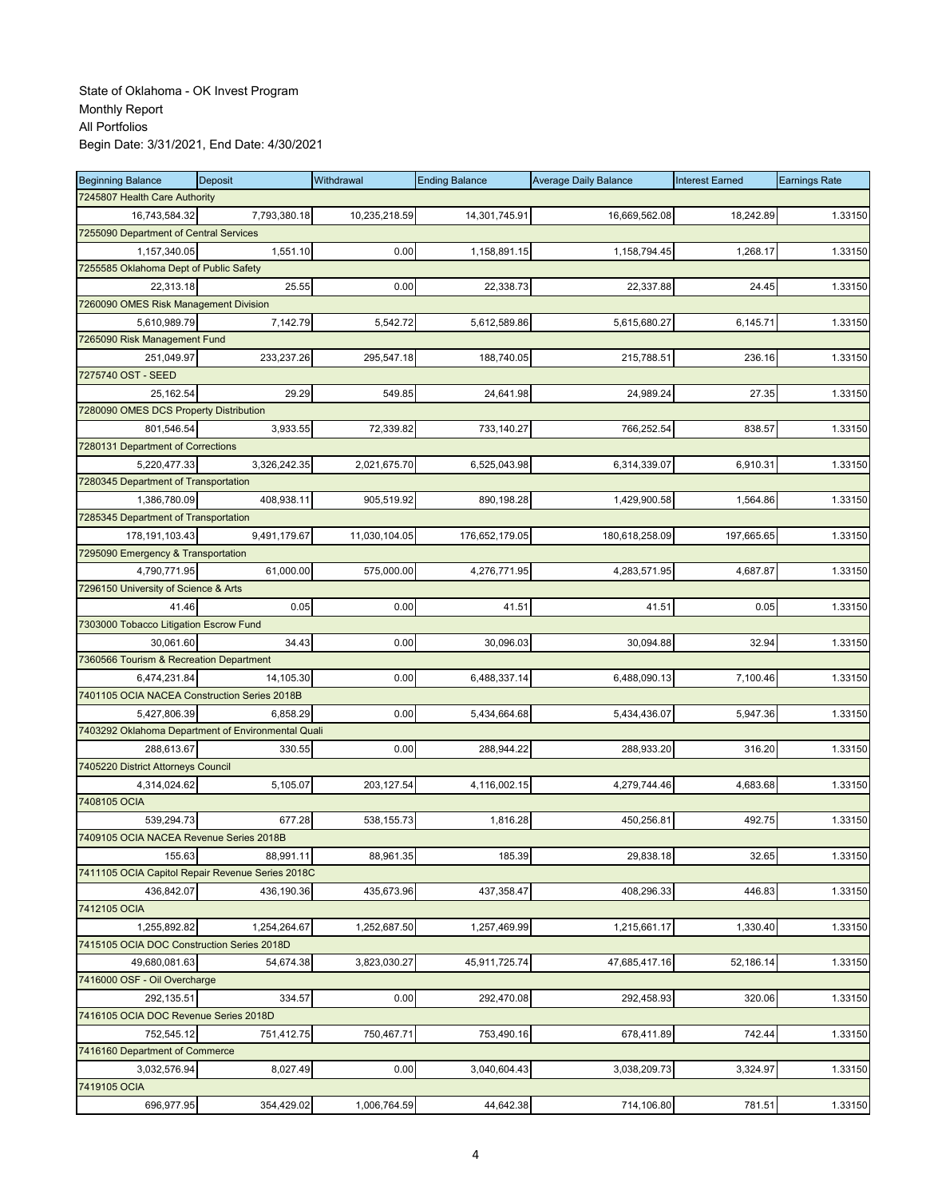State of Oklahoma - OK Invest Program
Monthly Report
All Portfolios
Begin Date: 3/31/2021, End Date: 4/30/2021

| Beginning Balance | Deposit | Withdrawal | Ending Balance | Average Daily Balance | Interest Earned | Earnings Rate |
|---|---|---|---|---|---|---|
| 7245807 Health Care Authority | | | | | | |
| 16,743,584.32 | 7,793,380.18 | 10,235,218.59 | 14,301,745.91 | 16,669,562.08 | 18,242.89 | 1.33150 |
| 7255090 Department of Central Services | | | | | | |
| 1,157,340.05 | 1,551.10 | 0.00 | 1,158,891.15 | 1,158,794.45 | 1,268.17 | 1.33150 |
| 7255585 Oklahoma Dept of Public Safety | | | | | | |
| 22,313.18 | 25.55 | 0.00 | 22,338.73 | 22,337.88 | 24.45 | 1.33150 |
| 7260090 OMES Risk Management Division | | | | | | |
| 5,610,989.79 | 7,142.79 | 5,542.72 | 5,612,589.86 | 5,615,680.27 | 6,145.71 | 1.33150 |
| 7265090 Risk Management Fund | | | | | | |
| 251,049.97 | 233,237.26 | 295,547.18 | 188,740.05 | 215,788.51 | 236.16 | 1.33150 |
| 7275740 OST - SEED | | | | | | |
| 25,162.54 | 29.29 | 549.85 | 24,641.98 | 24,989.24 | 27.35 | 1.33150 |
| 7280090 OMES DCS Property Distribution | | | | | | |
| 801,546.54 | 3,933.55 | 72,339.82 | 733,140.27 | 766,252.54 | 838.57 | 1.33150 |
| 7280131 Department of Corrections | | | | | | |
| 5,220,477.33 | 3,326,242.35 | 2,021,675.70 | 6,525,043.98 | 6,314,339.07 | 6,910.31 | 1.33150 |
| 7280345 Department of Transportation | | | | | | |
| 1,386,780.09 | 408,938.11 | 905,519.92 | 890,198.28 | 1,429,900.58 | 1,564.86 | 1.33150 |
| 7285345 Department of Transportation | | | | | | |
| 178,191,103.43 | 9,491,179.67 | 11,030,104.05 | 176,652,179.05 | 180,618,258.09 | 197,665.65 | 1.33150 |
| 7295090 Emergency & Transportation | | | | | | |
| 4,790,771.95 | 61,000.00 | 575,000.00 | 4,276,771.95 | 4,283,571.95 | 4,687.87 | 1.33150 |
| 7296150 University of Science & Arts | | | | | | |
| 41.46 | 0.05 | 0.00 | 41.51 | 41.51 | 0.05 | 1.33150 |
| 7303000 Tobacco Litigation Escrow Fund | | | | | | |
| 30,061.60 | 34.43 | 0.00 | 30,096.03 | 30,094.88 | 32.94 | 1.33150 |
| 7360566 Tourism & Recreation Department | | | | | | |
| 6,474,231.84 | 14,105.30 | 0.00 | 6,488,337.14 | 6,488,090.13 | 7,100.46 | 1.33150 |
| 7401105 OCIA NACEA Construction Series 2018B | | | | | | |
| 5,427,806.39 | 6,858.29 | 0.00 | 5,434,664.68 | 5,434,436.07 | 5,947.36 | 1.33150 |
| 7403292 Oklahoma Department of Environmental Quali | | | | | | |
| 288,613.67 | 330.55 | 0.00 | 288,944.22 | 288,933.20 | 316.20 | 1.33150 |
| 7405220 District Attorneys Council | | | | | | |
| 4,314,024.62 | 5,105.07 | 203,127.54 | 4,116,002.15 | 4,279,744.46 | 4,683.68 | 1.33150 |
| 7408105 OCIA | | | | | | |
| 539,294.73 | 677.28 | 538,155.73 | 1,816.28 | 450,256.81 | 492.75 | 1.33150 |
| 7409105 OCIA NACEA Revenue Series 2018B | | | | | | |
| 155.63 | 88,991.11 | 88,961.35 | 185.39 | 29,838.18 | 32.65 | 1.33150 |
| 7411105 OCIA Capitol Repair Revenue Series 2018C | | | | | | |
| 436,842.07 | 436,190.36 | 435,673.96 | 437,358.47 | 408,296.33 | 446.83 | 1.33150 |
| 7412105 OCIA | | | | | | |
| 1,255,892.82 | 1,254,264.67 | 1,252,687.50 | 1,257,469.99 | 1,215,661.17 | 1,330.40 | 1.33150 |
| 7415105 OCIA DOC Construction Series 2018D | | | | | | |
| 49,680,081.63 | 54,674.38 | 3,823,030.27 | 45,911,725.74 | 47,685,417.16 | 52,186.14 | 1.33150 |
| 7416000 OSF - Oil Overcharge | | | | | | |
| 292,135.51 | 334.57 | 0.00 | 292,470.08 | 292,458.93 | 320.06 | 1.33150 |
| 7416105 OCIA DOC Revenue Series 2018D | | | | | | |
| 752,545.12 | 751,412.75 | 750,467.71 | 753,490.16 | 678,411.89 | 742.44 | 1.33150 |
| 7416160 Department of Commerce | | | | | | |
| 3,032,576.94 | 8,027.49 | 0.00 | 3,040,604.43 | 3,038,209.73 | 3,324.97 | 1.33150 |
| 7419105 OCIA | | | | | | |
| 696,977.95 | 354,429.02 | 1,006,764.59 | 44,642.38 | 714,106.80 | 781.51 | 1.33150 |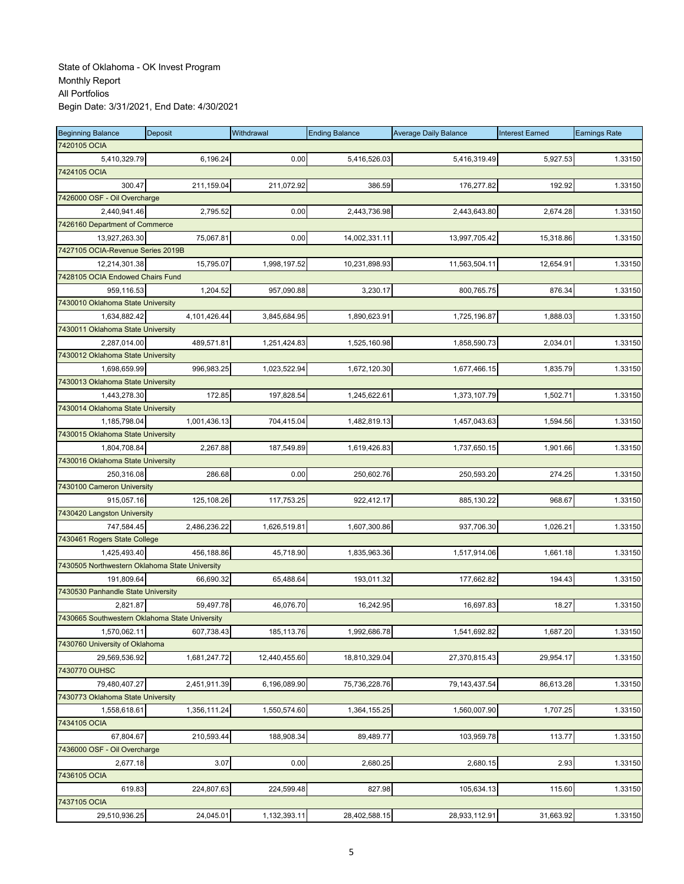State of Oklahoma - OK Invest Program
Monthly Report
All Portfolios
Begin Date: 3/31/2021, End Date: 4/30/2021

| Beginning Balance | Deposit | Withdrawal | Ending Balance | Average Daily Balance | Interest Earned | Earnings Rate |
|---|---|---|---|---|---|---|
| 7420105 OCIA | | | | | | |
| 5,410,329.79 | 6,196.24 | 0.00 | 5,416,526.03 | 5,416,319.49 | 5,927.53 | 1.33150 |
| 7424105 OCIA | | | | | | |
| 300.47 | 211,159.04 | 211,072.92 | 386.59 | 176,277.82 | 192.92 | 1.33150 |
| 7426000 OSF - Oil Overcharge | | | | | | |
| 2,440,941.46 | 2,795.52 | 0.00 | 2,443,736.98 | 2,443,643.80 | 2,674.28 | 1.33150 |
| 7426160 Department of Commerce | | | | | | |
| 13,927,263.30 | 75,067.81 | 0.00 | 14,002,331.11 | 13,997,705.42 | 15,318.86 | 1.33150 |
| 7427105 OCIA-Revenue Series 2019B | | | | | | |
| 12,214,301.38 | 15,795.07 | 1,998,197.52 | 10,231,898.93 | 11,563,504.11 | 12,654.91 | 1.33150 |
| 7428105 OCIA Endowed Chairs Fund | | | | | | |
| 959,116.53 | 1,204.52 | 957,090.88 | 3,230.17 | 800,765.75 | 876.34 | 1.33150 |
| 7430010 Oklahoma State University | | | | | | |
| 1,634,882.42 | 4,101,426.44 | 3,845,684.95 | 1,890,623.91 | 1,725,196.87 | 1,888.03 | 1.33150 |
| 7430011 Oklahoma State University | | | | | | |
| 2,287,014.00 | 489,571.81 | 1,251,424.83 | 1,525,160.98 | 1,858,590.73 | 2,034.01 | 1.33150 |
| 7430012 Oklahoma State University | | | | | | |
| 1,698,659.99 | 996,983.25 | 1,023,522.94 | 1,672,120.30 | 1,677,466.15 | 1,835.79 | 1.33150 |
| 7430013 Oklahoma State University | | | | | | |
| 1,443,278.30 | 172.85 | 197,828.54 | 1,245,622.61 | 1,373,107.79 | 1,502.71 | 1.33150 |
| 7430014 Oklahoma State University | | | | | | |
| 1,185,798.04 | 1,001,436.13 | 704,415.04 | 1,482,819.13 | 1,457,043.63 | 1,594.56 | 1.33150 |
| 7430015 Oklahoma State University | | | | | | |
| 1,804,708.84 | 2,267.88 | 187,549.89 | 1,619,426.83 | 1,737,650.15 | 1,901.66 | 1.33150 |
| 7430016 Oklahoma State University | | | | | | |
| 250,316.08 | 286.68 | 0.00 | 250,602.76 | 250,593.20 | 274.25 | 1.33150 |
| 7430100 Cameron University | | | | | | |
| 915,057.16 | 125,108.26 | 117,753.25 | 922,412.17 | 885,130.22 | 968.67 | 1.33150 |
| 7430420 Langston University | | | | | | |
| 747,584.45 | 2,486,236.22 | 1,626,519.81 | 1,607,300.86 | 937,706.30 | 1,026.21 | 1.33150 |
| 7430461 Rogers State College | | | | | | |
| 1,425,493.40 | 456,188.86 | 45,718.90 | 1,835,963.36 | 1,517,914.06 | 1,661.18 | 1.33150 |
| 7430505 Northwestern Oklahoma State University | | | | | | |
| 191,809.64 | 66,690.32 | 65,488.64 | 193,011.32 | 177,662.82 | 194.43 | 1.33150 |
| 7430530 Panhandle State University | | | | | | |
| 2,821.87 | 59,497.78 | 46,076.70 | 16,242.95 | 16,697.83 | 18.27 | 1.33150 |
| 7430665 Southwestern Oklahoma State University | | | | | | |
| 1,570,062.11 | 607,738.43 | 185,113.76 | 1,992,686.78 | 1,541,692.82 | 1,687.20 | 1.33150 |
| 7430760 University of Oklahoma | | | | | | |
| 29,569,536.92 | 1,681,247.72 | 12,440,455.60 | 18,810,329.04 | 27,370,815.43 | 29,954.17 | 1.33150 |
| 7430770 OUHSC | | | | | | |
| 79,480,407.27 | 2,451,911.39 | 6,196,089.90 | 75,736,228.76 | 79,143,437.54 | 86,613.28 | 1.33150 |
| 7430773 Oklahoma State University | | | | | | |
| 1,558,618.61 | 1,356,111.24 | 1,550,574.60 | 1,364,155.25 | 1,560,007.90 | 1,707.25 | 1.33150 |
| 7434105 OCIA | | | | | | |
| 67,804.67 | 210,593.44 | 188,908.34 | 89,489.77 | 103,959.78 | 113.77 | 1.33150 |
| 7436000 OSF - Oil Overcharge | | | | | | |
| 2,677.18 | 3.07 | 0.00 | 2,680.25 | 2,680.15 | 2.93 | 1.33150 |
| 7436105 OCIA | | | | | | |
| 619.83 | 224,807.63 | 224,599.48 | 827.98 | 105,634.13 | 115.60 | 1.33150 |
| 7437105 OCIA | | | | | | |
| 29,510,936.25 | 24,045.01 | 1,132,393.11 | 28,402,588.15 | 28,933,112.91 | 31,663.92 | 1.33150 |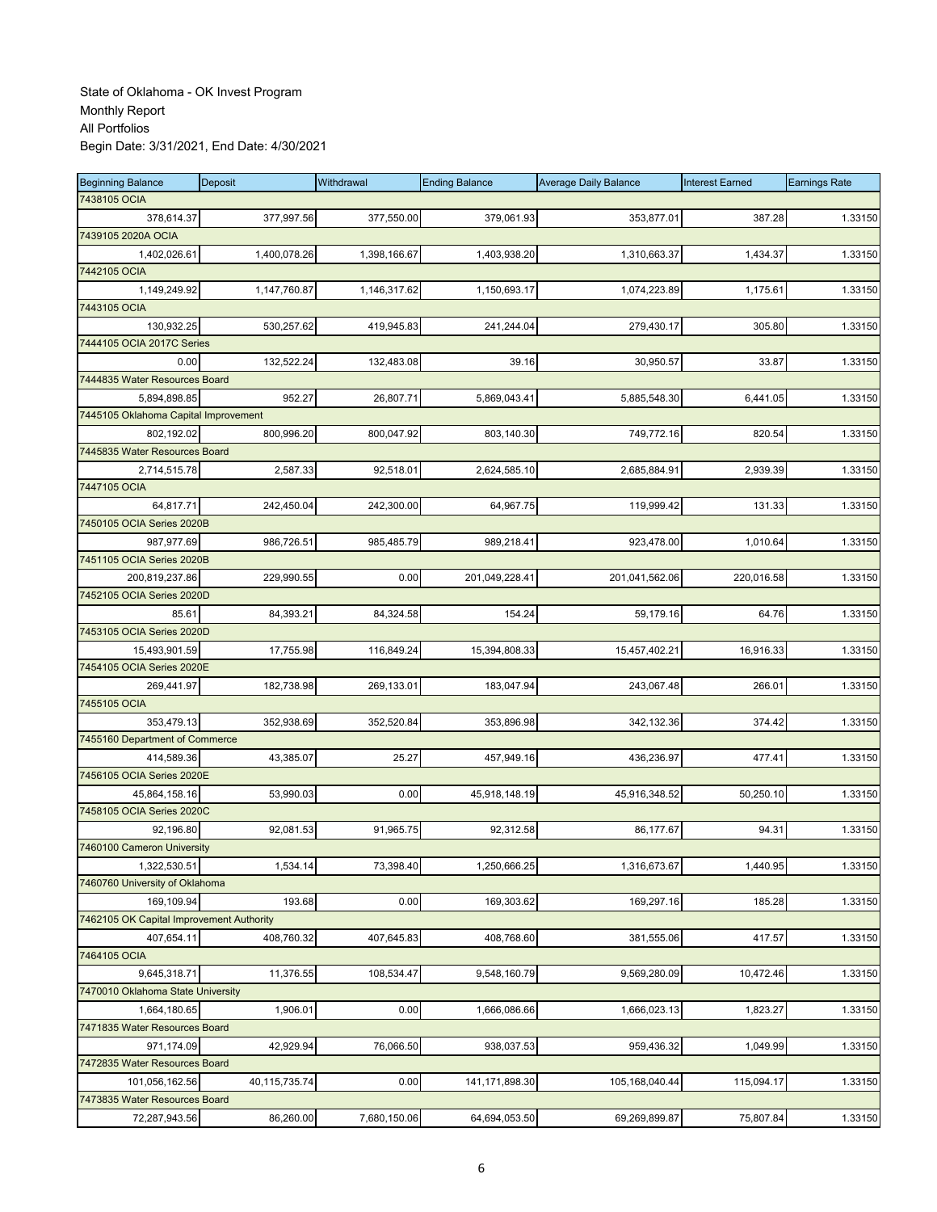State of Oklahoma - OK Invest Program
Monthly Report
All Portfolios
Begin Date: 3/31/2021, End Date: 4/30/2021

| Beginning Balance | Deposit | Withdrawal | Ending Balance | Average Daily Balance | Interest Earned | Earnings Rate |
|---|---|---|---|---|---|---|
| 7438105 OCIA | | | | | | |
| 378,614.37 | 377,997.56 | 377,550.00 | 379,061.93 | 353,877.01 | 387.28 | 1.33150 |
| 7439105 2020A OCIA | | | | | | |
| 1,402,026.61 | 1,400,078.26 | 1,398,166.67 | 1,403,938.20 | 1,310,663.37 | 1,434.37 | 1.33150 |
| 7442105 OCIA | | | | | | |
| 1,149,249.92 | 1,147,760.87 | 1,146,317.62 | 1,150,693.17 | 1,074,223.89 | 1,175.61 | 1.33150 |
| 7443105 OCIA | | | | | | |
| 130,932.25 | 530,257.62 | 419,945.83 | 241,244.04 | 279,430.17 | 305.80 | 1.33150 |
| 7444105 OCIA 2017C Series | | | | | | |
| 0.00 | 132,522.24 | 132,483.08 | 39.16 | 30,950.57 | 33.87 | 1.33150 |
| 7444835 Water Resources Board | | | | | | |
| 5,894,898.85 | 952.27 | 26,807.71 | 5,869,043.41 | 5,885,548.30 | 6,441.05 | 1.33150 |
| 7445105 Oklahoma Capital Improvement | | | | | | |
| 802,192.02 | 800,996.20 | 800,047.92 | 803,140.30 | 749,772.16 | 820.54 | 1.33150 |
| 7445835 Water Resources Board | | | | | | |
| 2,714,515.78 | 2,587.33 | 92,518.01 | 2,624,585.10 | 2,685,884.91 | 2,939.39 | 1.33150 |
| 7447105 OCIA | | | | | | |
| 64,817.71 | 242,450.04 | 242,300.00 | 64,967.75 | 119,999.42 | 131.33 | 1.33150 |
| 7450105 OCIA Series 2020B | | | | | | |
| 987,977.69 | 986,726.51 | 985,485.79 | 989,218.41 | 923,478.00 | 1,010.64 | 1.33150 |
| 7451105 OCIA Series 2020B | | | | | | |
| 200,819,237.86 | 229,990.55 | 0.00 | 201,049,228.41 | 201,041,562.06 | 220,016.58 | 1.33150 |
| 7452105 OCIA Series 2020D | | | | | | |
| 85.61 | 84,393.21 | 84,324.58 | 154.24 | 59,179.16 | 64.76 | 1.33150 |
| 7453105 OCIA Series 2020D | | | | | | |
| 15,493,901.59 | 17,755.98 | 116,849.24 | 15,394,808.33 | 15,457,402.21 | 16,916.33 | 1.33150 |
| 7454105 OCIA Series 2020E | | | | | | |
| 269,441.97 | 182,738.98 | 269,133.01 | 183,047.94 | 243,067.48 | 266.01 | 1.33150 |
| 7455105 OCIA | | | | | | |
| 353,479.13 | 352,938.69 | 352,520.84 | 353,896.98 | 342,132.36 | 374.42 | 1.33150 |
| 7455160 Department of Commerce | | | | | | |
| 414,589.36 | 43,385.07 | 25.27 | 457,949.16 | 436,236.97 | 477.41 | 1.33150 |
| 7456105 OCIA Series 2020E | | | | | | |
| 45,864,158.16 | 53,990.03 | 0.00 | 45,918,148.19 | 45,916,348.52 | 50,250.10 | 1.33150 |
| 7458105 OCIA Series 2020C | | | | | | |
| 92,196.80 | 92,081.53 | 91,965.75 | 92,312.58 | 86,177.67 | 94.31 | 1.33150 |
| 7460100 Cameron University | | | | | | |
| 1,322,530.51 | 1,534.14 | 73,398.40 | 1,250,666.25 | 1,316,673.67 | 1,440.95 | 1.33150 |
| 7460760 University of Oklahoma | | | | | | |
| 169,109.94 | 193.68 | 0.00 | 169,303.62 | 169,297.16 | 185.28 | 1.33150 |
| 7462105 OK Capital Improvement Authority | | | | | | |
| 407,654.11 | 408,760.32 | 407,645.83 | 408,768.60 | 381,555.06 | 417.57 | 1.33150 |
| 7464105 OCIA | | | | | | |
| 9,645,318.71 | 11,376.55 | 108,534.47 | 9,548,160.79 | 9,569,280.09 | 10,472.46 | 1.33150 |
| 7470010 Oklahoma State University | | | | | | |
| 1,664,180.65 | 1,906.01 | 0.00 | 1,666,086.66 | 1,666,023.13 | 1,823.27 | 1.33150 |
| 7471835 Water Resources Board | | | | | | |
| 971,174.09 | 42,929.94 | 76,066.50 | 938,037.53 | 959,436.32 | 1,049.99 | 1.33150 |
| 7472835 Water Resources Board | | | | | | |
| 101,056,162.56 | 40,115,735.74 | 0.00 | 141,171,898.30 | 105,168,040.44 | 115,094.17 | 1.33150 |
| 7473835 Water Resources Board | | | | | | |
| 72,287,943.56 | 86,260.00 | 7,680,150.06 | 64,694,053.50 | 69,269,899.87 | 75,807.84 | 1.33150 |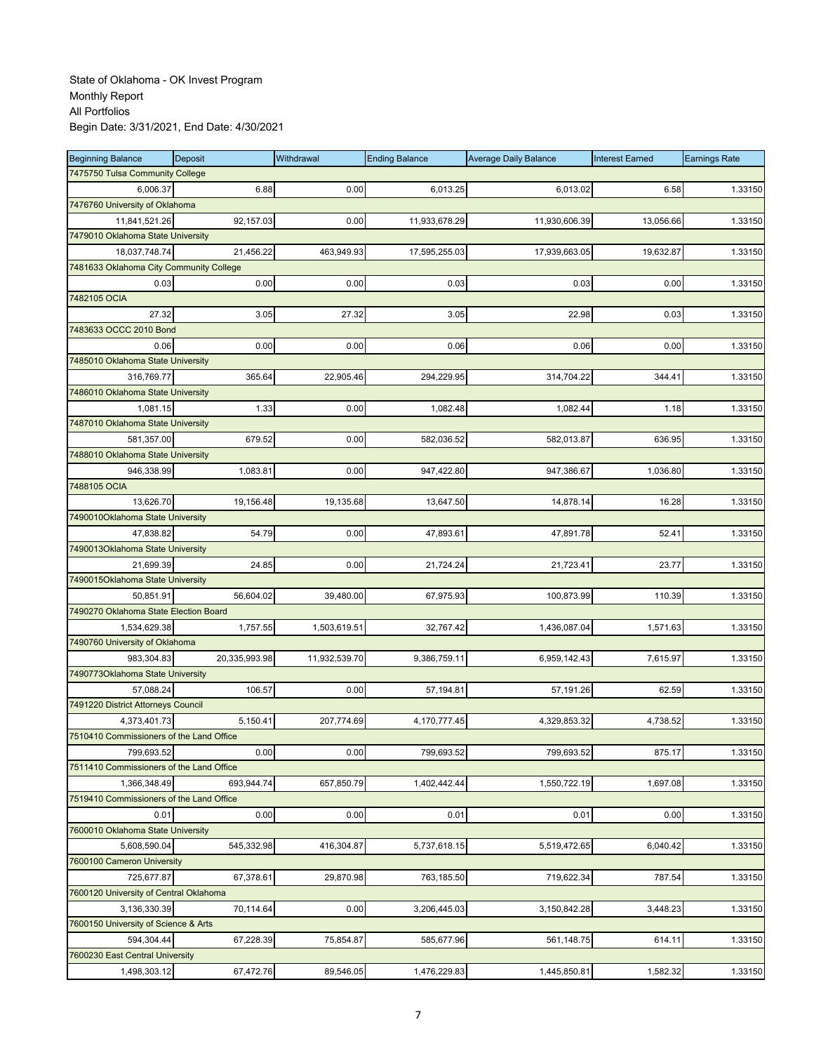State of Oklahoma - OK Invest Program
Monthly Report
All Portfolios
Begin Date: 3/31/2021, End Date: 4/30/2021

| Beginning Balance | Deposit | Withdrawal | Ending Balance | Average Daily Balance | Interest Earned | Earnings Rate |
|---|---|---|---|---|---|---|
| 7475750 Tulsa Community College | | | | | | |
| 6,006.37 | 6.88 | 0.00 | 6,013.25 | 6,013.02 | 6.58 | 1.33150 |
| 7476760 University of Oklahoma | | | | | | |
| 11,841,521.26 | 92,157.03 | 0.00 | 11,933,678.29 | 11,930,606.39 | 13,056.66 | 1.33150 |
| 7479010 Oklahoma State University | | | | | | |
| 18,037,748.74 | 21,456.22 | 463,949.93 | 17,595,255.03 | 17,939,663.05 | 19,632.87 | 1.33150 |
| 7481633 Oklahoma City Community College | | | | | | |
| 0.03 | 0.00 | 0.00 | 0.03 | 0.03 | 0.00 | 1.33150 |
| 7482105 OCIA | | | | | | |
| 27.32 | 3.05 | 27.32 | 3.05 | 22.98 | 0.03 | 1.33150 |
| 7483633 OCCC 2010 Bond | | | | | | |
| 0.06 | 0.00 | 0.00 | 0.06 | 0.06 | 0.00 | 1.33150 |
| 7485010 Oklahoma State University | | | | | | |
| 316,769.77 | 365.64 | 22,905.46 | 294,229.95 | 314,704.22 | 344.41 | 1.33150 |
| 7486010 Oklahoma State University | | | | | | |
| 1,081.15 | 1.33 | 0.00 | 1,082.48 | 1,082.44 | 1.18 | 1.33150 |
| 7487010 Oklahoma State University | | | | | | |
| 581,357.00 | 679.52 | 0.00 | 582,036.52 | 582,013.87 | 636.95 | 1.33150 |
| 7488010 Oklahoma State University | | | | | | |
| 946,338.99 | 1,083.81 | 0.00 | 947,422.80 | 947,386.67 | 1,036.80 | 1.33150 |
| 7488105 OCIA | | | | | | |
| 13,626.70 | 19,156.48 | 19,135.68 | 13,647.50 | 14,878.14 | 16.28 | 1.33150 |
| 7490010Oklahoma State University | | | | | | |
| 47,838.82 | 54.79 | 0.00 | 47,893.61 | 47,891.78 | 52.41 | 1.33150 |
| 7490013Oklahoma State University | | | | | | |
| 21,699.39 | 24.85 | 0.00 | 21,724.24 | 21,723.41 | 23.77 | 1.33150 |
| 7490015Oklahoma State University | | | | | | |
| 50,851.91 | 56,604.02 | 39,480.00 | 67,975.93 | 100,873.99 | 110.39 | 1.33150 |
| 7490270 Oklahoma State Election Board | | | | | | |
| 1,534,629.38 | 1,757.55 | 1,503,619.51 | 32,767.42 | 1,436,087.04 | 1,571.63 | 1.33150 |
| 7490760 University of Oklahoma | | | | | | |
| 983,304.83 | 20,335,993.98 | 11,932,539.70 | 9,386,759.11 | 6,959,142.43 | 7,615.97 | 1.33150 |
| 7490773Oklahoma State University | | | | | | |
| 57,088.24 | 106.57 | 0.00 | 57,194.81 | 57,191.26 | 62.59 | 1.33150 |
| 7491220 District Attorneys Council | | | | | | |
| 4,373,401.73 | 5,150.41 | 207,774.69 | 4,170,777.45 | 4,329,853.32 | 4,738.52 | 1.33150 |
| 7510410 Commissioners of the Land Office | | | | | | |
| 799,693.52 | 0.00 | 0.00 | 799,693.52 | 799,693.52 | 875.17 | 1.33150 |
| 7511410 Commissioners of the Land Office | | | | | | |
| 1,366,348.49 | 693,944.74 | 657,850.79 | 1,402,442.44 | 1,550,722.19 | 1,697.08 | 1.33150 |
| 7519410 Commissioners of the Land Office | | | | | | |
| 0.01 | 0.00 | 0.00 | 0.01 | 0.01 | 0.00 | 1.33150 |
| 7600010 Oklahoma State University | | | | | | |
| 5,608,590.04 | 545,332.98 | 416,304.87 | 5,737,618.15 | 5,519,472.65 | 6,040.42 | 1.33150 |
| 7600100 Cameron University | | | | | | |
| 725,677.87 | 67,378.61 | 29,870.98 | 763,185.50 | 719,622.34 | 787.54 | 1.33150 |
| 7600120 University of Central Oklahoma | | | | | | |
| 3,136,330.39 | 70,114.64 | 0.00 | 3,206,445.03 | 3,150,842.28 | 3,448.23 | 1.33150 |
| 7600150 University of Science & Arts | | | | | | |
| 594,304.44 | 67,228.39 | 75,854.87 | 585,677.96 | 561,148.75 | 614.11 | 1.33150 |
| 7600230 East Central University | | | | | | |
| 1,498,303.12 | 67,472.76 | 89,546.05 | 1,476,229.83 | 1,445,850.81 | 1,582.32 | 1.33150 |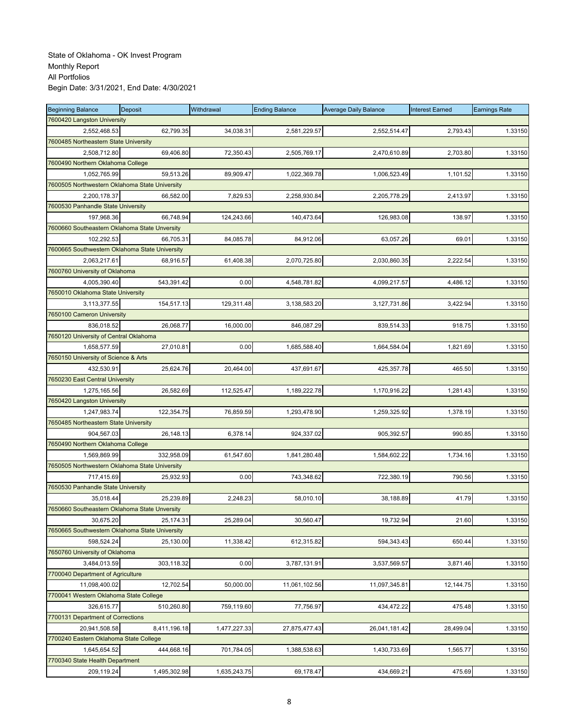State of Oklahoma - OK Invest Program
Monthly Report
All Portfolios
Begin Date: 3/31/2021, End Date: 4/30/2021

| Beginning Balance | Deposit | Withdrawal | Ending Balance | Average Daily Balance | Interest Earned | Earnings Rate |
|---|---|---|---|---|---|---|
| 7600420 Langston University | | | | | | |
| 2,552,468.53 | 62,799.35 | 34,038.31 | 2,581,229.57 | 2,552,514.47 | 2,793.43 | 1.33150 |
| 7600485 Northeastern State University | | | | | | |
| 2,508,712.80 | 69,406.80 | 72,350.43 | 2,505,769.17 | 2,470,610.89 | 2,703.80 | 1.33150 |
| 7600490 Northern Oklahoma College | | | | | | |
| 1,052,765.99 | 59,513.26 | 89,909.47 | 1,022,369.78 | 1,006,523.49 | 1,101.52 | 1.33150 |
| 7600505 Northwestern Oklahoma State University | | | | | | |
| 2,200,178.37 | 66,582.00 | 7,829.53 | 2,258,930.84 | 2,205,778.29 | 2,413.97 | 1.33150 |
| 7600530 Panhandle State University | | | | | | |
| 197,968.36 | 66,748.94 | 124,243.66 | 140,473.64 | 126,983.08 | 138.97 | 1.33150 |
| 7600660 Southeastern Oklahoma State Unversity | | | | | | |
| 102,292.53 | 66,705.31 | 84,085.78 | 84,912.06 | 63,057.26 | 69.01 | 1.33150 |
| 7600665 Southwestern Oklahoma State University | | | | | | |
| 2,063,217.61 | 68,916.57 | 61,408.38 | 2,070,725.80 | 2,030,860.35 | 2,222.54 | 1.33150 |
| 7600760 University of Oklahoma | | | | | | |
| 4,005,390.40 | 543,391.42 | 0.00 | 4,548,781.82 | 4,099,217.57 | 4,486.12 | 1.33150 |
| 7650010 Oklahoma State University | | | | | | |
| 3,113,377.55 | 154,517.13 | 129,311.48 | 3,138,583.20 | 3,127,731.86 | 3,422.94 | 1.33150 |
| 7650100 Cameron University | | | | | | |
| 836,018.52 | 26,068.77 | 16,000.00 | 846,087.29 | 839,514.33 | 918.75 | 1.33150 |
| 7650120 University of Central Oklahoma | | | | | | |
| 1,658,577.59 | 27,010.81 | 0.00 | 1,685,588.40 | 1,664,584.04 | 1,821.69 | 1.33150 |
| 7650150 University of Science & Arts | | | | | | |
| 432,530.91 | 25,624.76 | 20,464.00 | 437,691.67 | 425,357.78 | 465.50 | 1.33150 |
| 7650230 East Central University | | | | | | |
| 1,275,165.56 | 26,582.69 | 112,525.47 | 1,189,222.78 | 1,170,916.22 | 1,281.43 | 1.33150 |
| 7650420 Langston University | | | | | | |
| 1,247,983.74 | 122,354.75 | 76,859.59 | 1,293,478.90 | 1,259,325.92 | 1,378.19 | 1.33150 |
| 7650485 Northeastern State University | | | | | | |
| 904,567.03 | 26,148.13 | 6,378.14 | 924,337.02 | 905,392.57 | 990.85 | 1.33150 |
| 7650490 Northern Oklahoma College | | | | | | |
| 1,569,869.99 | 332,958.09 | 61,547.60 | 1,841,280.48 | 1,584,602.22 | 1,734.16 | 1.33150 |
| 7650505 Northwestern Oklahoma State University | | | | | | |
| 717,415.69 | 25,932.93 | 0.00 | 743,348.62 | 722,380.19 | 790.56 | 1.33150 |
| 7650530 Panhandle State University | | | | | | |
| 35,018.44 | 25,239.89 | 2,248.23 | 58,010.10 | 38,188.89 | 41.79 | 1.33150 |
| 7650660 Southeastern Oklahoma State Unversity | | | | | | |
| 30,675.20 | 25,174.31 | 25,289.04 | 30,560.47 | 19,732.94 | 21.60 | 1.33150 |
| 7650665 Southwestern Oklahoma State University | | | | | | |
| 598,524.24 | 25,130.00 | 11,338.42 | 612,315.82 | 594,343.43 | 650.44 | 1.33150 |
| 7650760 University of Oklahoma | | | | | | |
| 3,484,013.59 | 303,118.32 | 0.00 | 3,787,131.91 | 3,537,569.57 | 3,871.46 | 1.33150 |
| 7700040 Department of Agriculture | | | | | | |
| 11,098,400.02 | 12,702.54 | 50,000.00 | 11,061,102.56 | 11,097,345.81 | 12,144.75 | 1.33150 |
| 7700041 Western Oklahoma State College | | | | | | |
| 326,615.77 | 510,260.80 | 759,119.60 | 77,756.97 | 434,472.22 | 475.48 | 1.33150 |
| 7700131 Department of Corrections | | | | | | |
| 20,941,508.58 | 8,411,196.18 | 1,477,227.33 | 27,875,477.43 | 26,041,181.42 | 28,499.04 | 1.33150 |
| 7700240 Eastern Oklahoma State College | | | | | | |
| 1,645,654.52 | 444,668.16 | 701,784.05 | 1,388,538.63 | 1,430,733.69 | 1,565.77 | 1.33150 |
| 7700340 State Health Department | | | | | | |
| 209,119.24 | 1,495,302.98 | 1,635,243.75 | 69,178.47 | 434,669.21 | 475.69 | 1.33150 |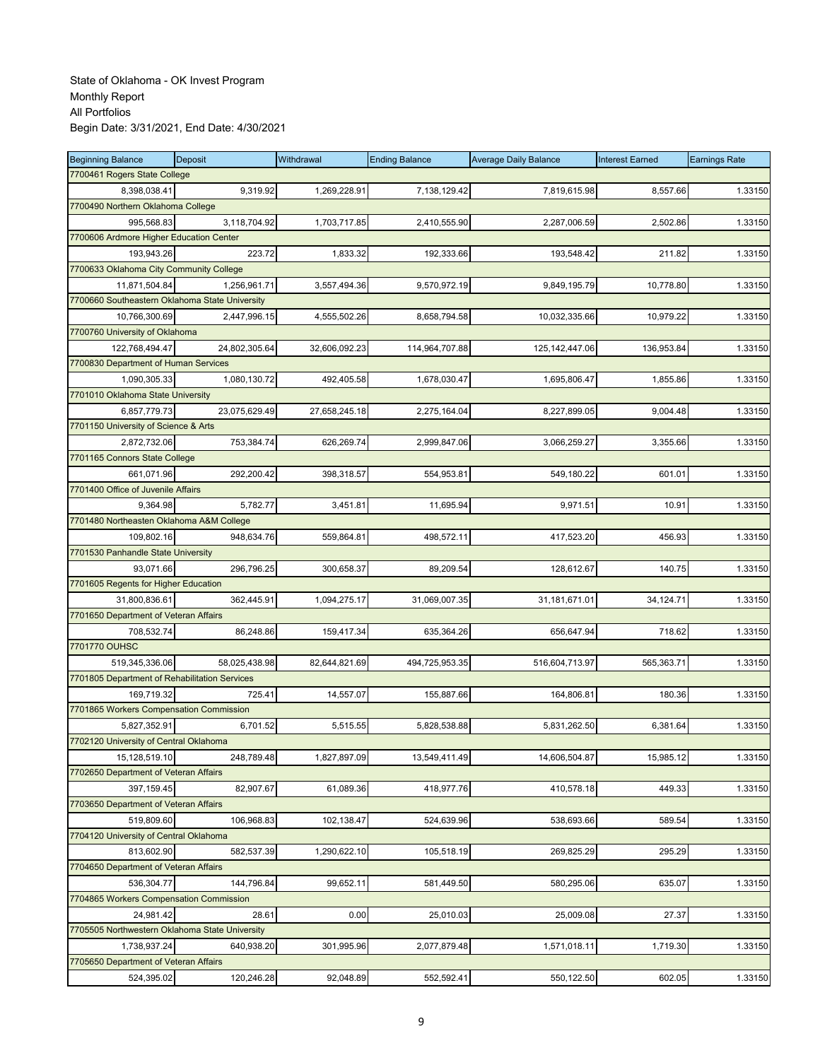State of Oklahoma - OK Invest Program
Monthly Report
All Portfolios
Begin Date: 3/31/2021, End Date: 4/30/2021

| Beginning Balance | Deposit | Withdrawal | Ending Balance | Average Daily Balance | Interest Earned | Earnings Rate |
|---|---|---|---|---|---|---|
| 7700461 Rogers State College | | | | | | |
| 8,398,038.41 | 9,319.92 | 1,269,228.91 | 7,138,129.42 | 7,819,615.98 | 8,557.66 | 1.33150 |
| 7700490 Northern Oklahoma College | | | | | | |
| 995,568.83 | 3,118,704.92 | 1,703,717.85 | 2,410,555.90 | 2,287,006.59 | 2,502.86 | 1.33150 |
| 7700606 Ardmore Higher Education Center | | | | | | |
| 193,943.26 | 223.72 | 1,833.32 | 192,333.66 | 193,548.42 | 211.82 | 1.33150 |
| 7700633 Oklahoma City Community College | | | | | | |
| 11,871,504.84 | 1,256,961.71 | 3,557,494.36 | 9,570,972.19 | 9,849,195.79 | 10,778.80 | 1.33150 |
| 7700660 Southeastern Oklahoma State University | | | | | | |
| 10,766,300.69 | 2,447,996.15 | 4,555,502.26 | 8,658,794.58 | 10,032,335.66 | 10,979.22 | 1.33150 |
| 7700760 University of Oklahoma | | | | | | |
| 122,768,494.47 | 24,802,305.64 | 32,606,092.23 | 114,964,707.88 | 125,142,447.06 | 136,953.84 | 1.33150 |
| 7700830 Department of Human Services | | | | | | |
| 1,090,305.33 | 1,080,130.72 | 492,405.58 | 1,678,030.47 | 1,695,806.47 | 1,855.86 | 1.33150 |
| 7701010 Oklahoma State University | | | | | | |
| 6,857,779.73 | 23,075,629.49 | 27,658,245.18 | 2,275,164.04 | 8,227,899.05 | 9,004.48 | 1.33150 |
| 7701150 University of Science & Arts | | | | | | |
| 2,872,732.06 | 753,384.74 | 626,269.74 | 2,999,847.06 | 3,066,259.27 | 3,355.66 | 1.33150 |
| 7701165 Connors State College | | | | | | |
| 661,071.96 | 292,200.42 | 398,318.57 | 554,953.81 | 549,180.22 | 601.01 | 1.33150 |
| 7701400 Office of Juvenile Affairs | | | | | | |
| 9,364.98 | 5,782.77 | 3,451.81 | 11,695.94 | 9,971.51 | 10.91 | 1.33150 |
| 7701480 Northeasten Oklahoma A&M College | | | | | | |
| 109,802.16 | 948,634.76 | 559,864.81 | 498,572.11 | 417,523.20 | 456.93 | 1.33150 |
| 7701530 Panhandle State University | | | | | | |
| 93,071.66 | 296,796.25 | 300,658.37 | 89,209.54 | 128,612.67 | 140.75 | 1.33150 |
| 7701605 Regents for Higher Education | | | | | | |
| 31,800,836.61 | 362,445.91 | 1,094,275.17 | 31,069,007.35 | 31,181,671.01 | 34,124.71 | 1.33150 |
| 7701650 Department of Veteran Affairs | | | | | | |
| 708,532.74 | 86,248.86 | 159,417.34 | 635,364.26 | 656,647.94 | 718.62 | 1.33150 |
| 7701770 OUHSC | | | | | | |
| 519,345,336.06 | 58,025,438.98 | 82,644,821.69 | 494,725,953.35 | 516,604,713.97 | 565,363.71 | 1.33150 |
| 7701805 Department of Rehabilitation Services | | | | | | |
| 169,719.32 | 725.41 | 14,557.07 | 155,887.66 | 164,806.81 | 180.36 | 1.33150 |
| 7701865 Workers Compensation Commission | | | | | | |
| 5,827,352.91 | 6,701.52 | 5,515.55 | 5,828,538.88 | 5,831,262.50 | 6,381.64 | 1.33150 |
| 7702120 University of Central Oklahoma | | | | | | |
| 15,128,519.10 | 248,789.48 | 1,827,897.09 | 13,549,411.49 | 14,606,504.87 | 15,985.12 | 1.33150 |
| 7702650 Department of Veteran Affairs | | | | | | |
| 397,159.45 | 82,907.67 | 61,089.36 | 418,977.76 | 410,578.18 | 449.33 | 1.33150 |
| 7703650 Department of Veteran Affairs | | | | | | |
| 519,809.60 | 106,968.83 | 102,138.47 | 524,639.96 | 538,693.66 | 589.54 | 1.33150 |
| 7704120 University of Central Oklahoma | | | | | | |
| 813,602.90 | 582,537.39 | 1,290,622.10 | 105,518.19 | 269,825.29 | 295.29 | 1.33150 |
| 7704650 Department of Veteran Affairs | | | | | | |
| 536,304.77 | 144,796.84 | 99,652.11 | 581,449.50 | 580,295.06 | 635.07 | 1.33150 |
| 7704865 Workers Compensation Commission | | | | | | |
| 24,981.42 | 28.61 | 0.00 | 25,010.03 | 25,009.08 | 27.37 | 1.33150 |
| 7705505 Northwestern Oklahoma State University | | | | | | |
| 1,738,937.24 | 640,938.20 | 301,995.96 | 2,077,879.48 | 1,571,018.11 | 1,719.30 | 1.33150 |
| 7705650 Department of Veteran Affairs | | | | | | |
| 524,395.02 | 120,246.28 | 92,048.89 | 552,592.41 | 550,122.50 | 602.05 | 1.33150 |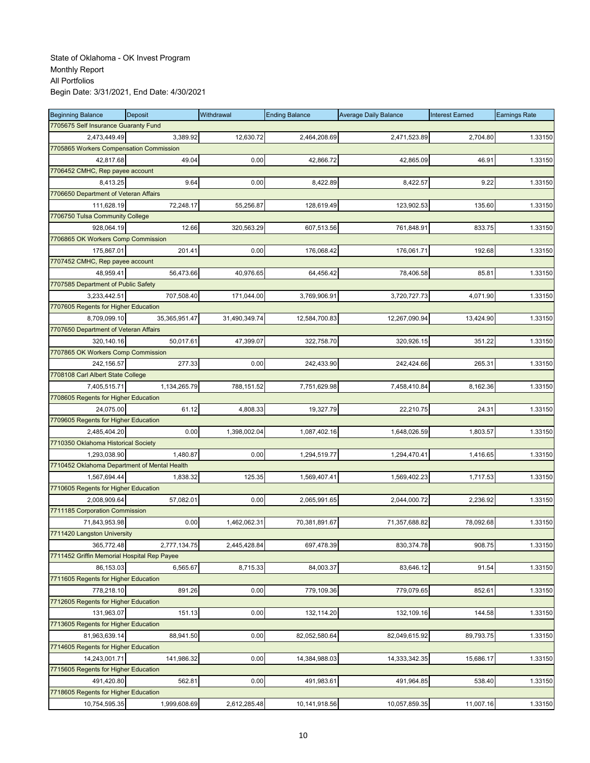State of Oklahoma - OK Invest Program
Monthly Report
All Portfolios
Begin Date: 3/31/2021, End Date: 4/30/2021

| Beginning Balance | Deposit | Withdrawal | Ending Balance | Average Daily Balance | Interest Earned | Earnings Rate |
|---|---|---|---|---|---|---|
| 7705675 Self Insurance Guaranty Fund | | | | | | |
| 2,473,449.49 | 3,389.92 | 12,630.72 | 2,464,208.69 | 2,471,523.89 | 2,704.80 | 1.33150 |
| 7705865 Workers Compensation Commission | | | | | | |
| 42,817.68 | 49.04 | 0.00 | 42,866.72 | 42,865.09 | 46.91 | 1.33150 |
| 7706452 CMHC, Rep payee account | | | | | | |
| 8,413.25 | 9.64 | 0.00 | 8,422.89 | 8,422.57 | 9.22 | 1.33150 |
| 7706650 Department of Veteran Affairs | | | | | | |
| 111,628.19 | 72,248.17 | 55,256.87 | 128,619.49 | 123,902.53 | 135.60 | 1.33150 |
| 7706750 Tulsa Community College | | | | | | |
| 928,064.19 | 12.66 | 320,563.29 | 607,513.56 | 761,848.91 | 833.75 | 1.33150 |
| 7706865 OK Workers Comp Commission | | | | | | |
| 175,867.01 | 201.41 | 0.00 | 176,068.42 | 176,061.71 | 192.68 | 1.33150 |
| 7707452 CMHC, Rep payee account | | | | | | |
| 48,959.41 | 56,473.66 | 40,976.65 | 64,456.42 | 78,406.58 | 85.81 | 1.33150 |
| 7707585 Department of Public Safety | | | | | | |
| 3,233,442.51 | 707,508.40 | 171,044.00 | 3,769,906.91 | 3,720,727.73 | 4,071.90 | 1.33150 |
| 7707605 Regents for Higher Education | | | | | | |
| 8,709,099.10 | 35,365,951.47 | 31,490,349.74 | 12,584,700.83 | 12,267,090.94 | 13,424.90 | 1.33150 |
| 7707650 Department of Veteran Affairs | | | | | | |
| 320,140.16 | 50,017.61 | 47,399.07 | 322,758.70 | 320,926.15 | 351.22 | 1.33150 |
| 7707865 OK Workers Comp Commission | | | | | | |
| 242,156.57 | 277.33 | 0.00 | 242,433.90 | 242,424.66 | 265.31 | 1.33150 |
| 7708108 Carl Albert State College | | | | | | |
| 7,405,515.71 | 1,134,265.79 | 788,151.52 | 7,751,629.98 | 7,458,410.84 | 8,162.36 | 1.33150 |
| 7708605 Regents for Higher Education | | | | | | |
| 24,075.00 | 61.12 | 4,808.33 | 19,327.79 | 22,210.75 | 24.31 | 1.33150 |
| 7709605 Regents for Higher Education | | | | | | |
| 2,485,404.20 | 0.00 | 1,398,002.04 | 1,087,402.16 | 1,648,026.59 | 1,803.57 | 1.33150 |
| 7710350 Oklahoma Historical Society | | | | | | |
| 1,293,038.90 | 1,480.87 | 0.00 | 1,294,519.77 | 1,294,470.41 | 1,416.65 | 1.33150 |
| 7710452 Oklahoma Department of Mental Health | | | | | | |
| 1,567,694.44 | 1,838.32 | 125.35 | 1,569,407.41 | 1,569,402.23 | 1,717.53 | 1.33150 |
| 7710605 Regents for Higher Education | | | | | | |
| 2,008,909.64 | 57,082.01 | 0.00 | 2,065,991.65 | 2,044,000.72 | 2,236.92 | 1.33150 |
| 7711185 Corporation Commission | | | | | | |
| 71,843,953.98 | 0.00 | 1,462,062.31 | 70,381,891.67 | 71,357,688.82 | 78,092.68 | 1.33150 |
| 7711420 Langston University | | | | | | |
| 365,772.48 | 2,777,134.75 | 2,445,428.84 | 697,478.39 | 830,374.78 | 908.75 | 1.33150 |
| 7711452 Griffin Memorial Hospital Rep Payee | | | | | | |
| 86,153.03 | 6,565.67 | 8,715.33 | 84,003.37 | 83,646.12 | 91.54 | 1.33150 |
| 7711605 Regents for Higher Education | | | | | | |
| 778,218.10 | 891.26 | 0.00 | 779,109.36 | 779,079.65 | 852.61 | 1.33150 |
| 7712605 Regents for Higher Education | | | | | | |
| 131,963.07 | 151.13 | 0.00 | 132,114.20 | 132,109.16 | 144.58 | 1.33150 |
| 7713605 Regents for Higher Education | | | | | | |
| 81,963,639.14 | 88,941.50 | 0.00 | 82,052,580.64 | 82,049,615.92 | 89,793.75 | 1.33150 |
| 7714605 Regents for Higher Education | | | | | | |
| 14,243,001.71 | 141,986.32 | 0.00 | 14,384,988.03 | 14,333,342.35 | 15,686.17 | 1.33150 |
| 7715605 Regents for Higher Education | | | | | | |
| 491,420.80 | 562.81 | 0.00 | 491,983.61 | 491,964.85 | 538.40 | 1.33150 |
| 7718605 Regents for Higher Education | | | | | | |
| 10,754,595.35 | 1,999,608.69 | 2,612,285.48 | 10,141,918.56 | 10,057,859.35 | 11,007.16 | 1.33150 |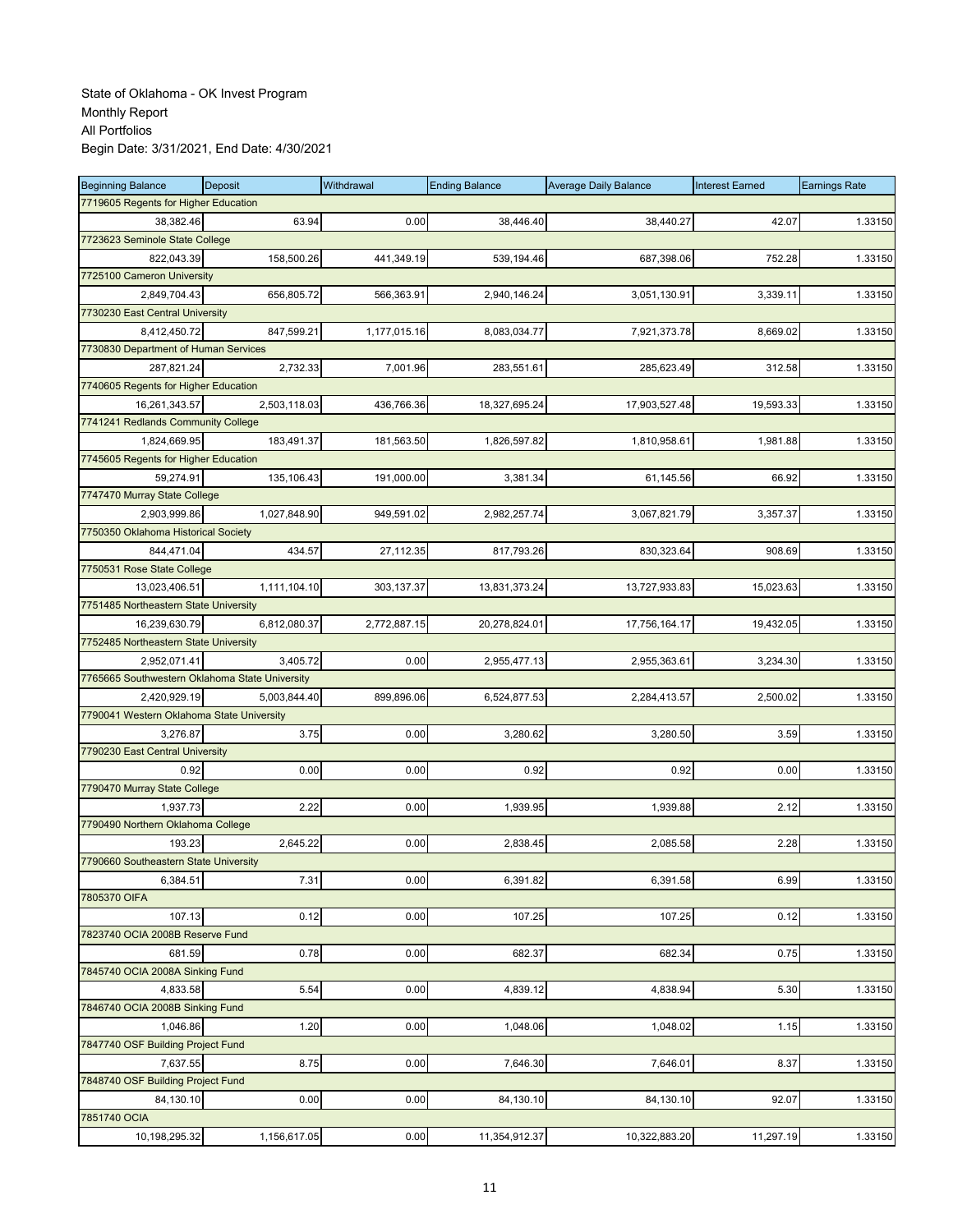State of Oklahoma - OK Invest Program
Monthly Report
All Portfolios
Begin Date: 3/31/2021, End Date: 4/30/2021

| Beginning Balance | Deposit | Withdrawal | Ending Balance | Average Daily Balance | Interest Earned | Earnings Rate |
|---|---|---|---|---|---|---|
| 7719605 Regents for Higher Education | | | | | | |
| 38,382.46 | 63.94 | 0.00 | 38,446.40 | 38,440.27 | 42.07 | 1.33150 |
| 7723623 Seminole State College | | | | | | |
| 822,043.39 | 158,500.26 | 441,349.19 | 539,194.46 | 687,398.06 | 752.28 | 1.33150 |
| 7725100 Cameron University | | | | | | |
| 2,849,704.43 | 656,805.72 | 566,363.91 | 2,940,146.24 | 3,051,130.91 | 3,339.11 | 1.33150 |
| 7730230 East Central University | | | | | | |
| 8,412,450.72 | 847,599.21 | 1,177,015.16 | 8,083,034.77 | 7,921,373.78 | 8,669.02 | 1.33150 |
| 7730830 Department of Human Services | | | | | | |
| 287,821.24 | 2,732.33 | 7,001.96 | 283,551.61 | 285,623.49 | 312.58 | 1.33150 |
| 7740605 Regents for Higher Education | | | | | | |
| 16,261,343.57 | 2,503,118.03 | 436,766.36 | 18,327,695.24 | 17,903,527.48 | 19,593.33 | 1.33150 |
| 7741241 Redlands Community College | | | | | | |
| 1,824,669.95 | 183,491.37 | 181,563.50 | 1,826,597.82 | 1,810,958.61 | 1,981.88 | 1.33150 |
| 7745605 Regents for Higher Education | | | | | | |
| 59,274.91 | 135,106.43 | 191,000.00 | 3,381.34 | 61,145.56 | 66.92 | 1.33150 |
| 7747470 Murray State College | | | | | | |
| 2,903,999.86 | 1,027,848.90 | 949,591.02 | 2,982,257.74 | 3,067,821.79 | 3,357.37 | 1.33150 |
| 7750350 Oklahoma Historical Society | | | | | | |
| 844,471.04 | 434.57 | 27,112.35 | 817,793.26 | 830,323.64 | 908.69 | 1.33150 |
| 7750531 Rose State College | | | | | | |
| 13,023,406.51 | 1,111,104.10 | 303,137.37 | 13,831,373.24 | 13,727,933.83 | 15,023.63 | 1.33150 |
| 7751485 Northeastern State University | | | | | | |
| 16,239,630.79 | 6,812,080.37 | 2,772,887.15 | 20,278,824.01 | 17,756,164.17 | 19,432.05 | 1.33150 |
| 7752485 Northeastern State University | | | | | | |
| 2,952,071.41 | 3,405.72 | 0.00 | 2,955,477.13 | 2,955,363.61 | 3,234.30 | 1.33150 |
| 7765665 Southwestern Oklahoma State University | | | | | | |
| 2,420,929.19 | 5,003,844.40 | 899,896.06 | 6,524,877.53 | 2,284,413.57 | 2,500.02 | 1.33150 |
| 7790041 Western Oklahoma State University | | | | | | |
| 3,276.87 | 3.75 | 0.00 | 3,280.62 | 3,280.50 | 3.59 | 1.33150 |
| 7790230 East Central University | | | | | | |
| 0.92 | 0.00 | 0.00 | 0.92 | 0.92 | 0.00 | 1.33150 |
| 7790470 Murray State College | | | | | | |
| 1,937.73 | 2.22 | 0.00 | 1,939.95 | 1,939.88 | 2.12 | 1.33150 |
| 7790490 Northern Oklahoma College | | | | | | |
| 193.23 | 2,645.22 | 0.00 | 2,838.45 | 2,085.58 | 2.28 | 1.33150 |
| 7790660 Southeastern State University | | | | | | |
| 6,384.51 | 7.31 | 0.00 | 6,391.82 | 6,391.58 | 6.99 | 1.33150 |
| 7805370 OIFA | | | | | | |
| 107.13 | 0.12 | 0.00 | 107.25 | 107.25 | 0.12 | 1.33150 |
| 7823740 OCIA 2008B Reserve Fund | | | | | | |
| 681.59 | 0.78 | 0.00 | 682.37 | 682.34 | 0.75 | 1.33150 |
| 7845740 OCIA 2008A Sinking Fund | | | | | | |
| 4,833.58 | 5.54 | 0.00 | 4,839.12 | 4,838.94 | 5.30 | 1.33150 |
| 7846740 OCIA 2008B Sinking Fund | | | | | | |
| 1,046.86 | 1.20 | 0.00 | 1,048.06 | 1,048.02 | 1.15 | 1.33150 |
| 7847740 OSF Building Project Fund | | | | | | |
| 7,637.55 | 8.75 | 0.00 | 7,646.30 | 7,646.01 | 8.37 | 1.33150 |
| 7848740 OSF Building Project Fund | | | | | | |
| 84,130.10 | 0.00 | 0.00 | 84,130.10 | 84,130.10 | 92.07 | 1.33150 |
| 7851740 OCIA | | | | | | |
| 10,198,295.32 | 1,156,617.05 | 0.00 | 11,354,912.37 | 10,322,883.20 | 11,297.19 | 1.33150 |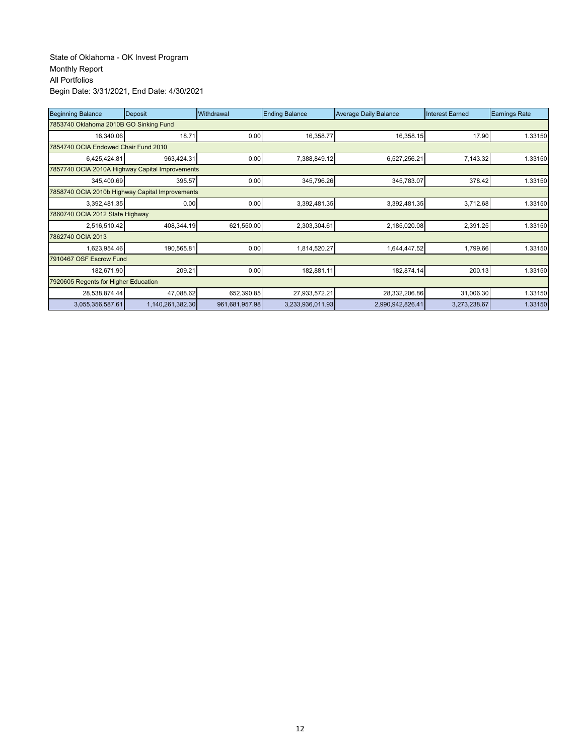State of Oklahoma - OK Invest Program
Monthly Report
All Portfolios
Begin Date: 3/31/2021, End Date: 4/30/2021

| Beginning Balance | Deposit | Withdrawal | Ending Balance | Average Daily Balance | Interest Earned | Earnings Rate |
|---|---|---|---|---|---|---|
| 7853740 Oklahoma 2010B GO Sinking Fund | | | | | | |
| 16,340.06 | 18.71 | 0.00 | 16,358.77 | 16,358.15 | 17.90 | 1.33150 |
| 7854740 OCIA Endowed Chair Fund 2010 | | | | | | |
| 6,425,424.81 | 963,424.31 | 0.00 | 7,388,849.12 | 6,527,256.21 | 7,143.32 | 1.33150 |
| 7857740 OCIA 2010A Highway Capital Improvements | | | | | | |
| 345,400.69 | 395.57 | 0.00 | 345,796.26 | 345,783.07 | 378.42 | 1.33150 |
| 7858740 OCIA 2010b Highway Capital Improvements | | | | | | |
| 3,392,481.35 | 0.00 | 0.00 | 3,392,481.35 | 3,392,481.35 | 3,712.68 | 1.33150 |
| 7860740 OCIA 2012 State Highway | | | | | | |
| 2,516,510.42 | 408,344.19 | 621,550.00 | 2,303,304.61 | 2,185,020.08 | 2,391.25 | 1.33150 |
| 7862740 OCIA 2013 | | | | | | |
| 1,623,954.46 | 190,565.81 | 0.00 | 1,814,520.27 | 1,644,447.52 | 1,799.66 | 1.33150 |
| 7910467 OSF Escrow Fund | | | | | | |
| 182,671.90 | 209.21 | 0.00 | 182,881.11 | 182,874.14 | 200.13 | 1.33150 |
| 7920605 Regents for Higher Education | | | | | | |
| 28,538,874.44 | 47,088.62 | 652,390.85 | 27,933,572.21 | 28,332,206.86 | 31,006.30 | 1.33150 |
| 3,055,356,587.61 | 1,140,261,382.30 | 961,681,957.98 | 3,233,936,011.93 | 2,990,942,826.41 | 3,273,238.67 | 1.33150 |